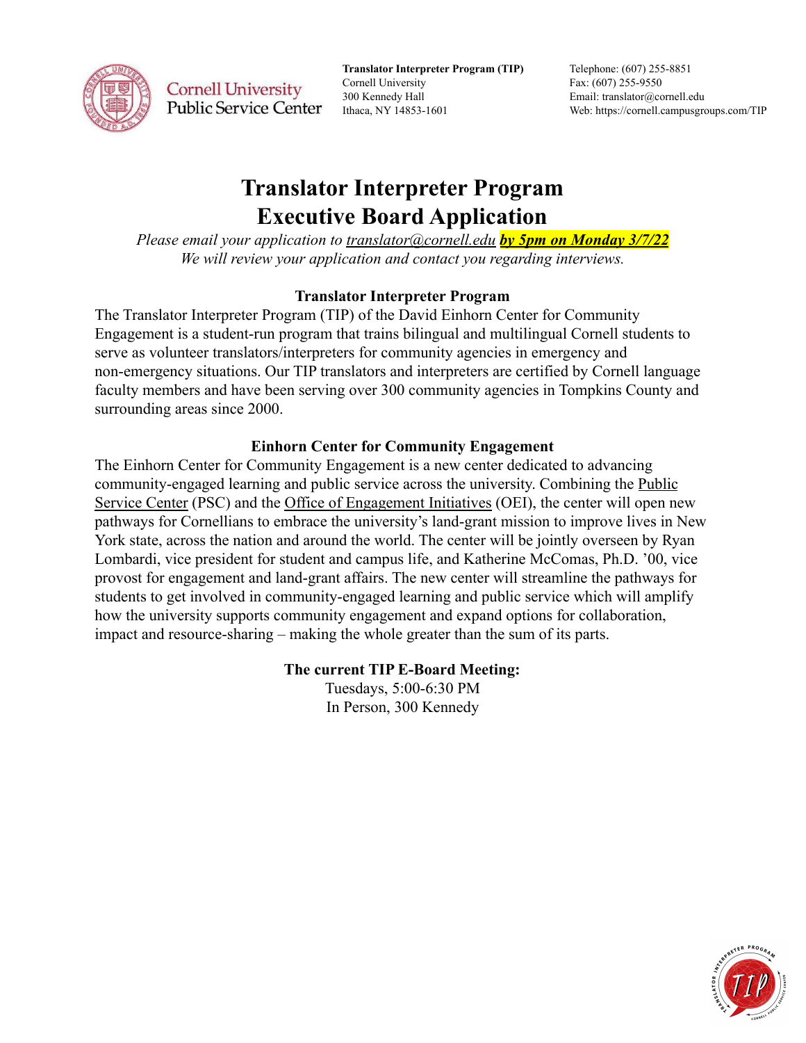Cornell University Public Service Center

**Translator Interpreter Program (TIP)**
Cornell University
300 Kennedy Hall
Ithaca, NY 14853-1601

Telephone: (607) 255-8851
Fax: (607) 255-9550
Email: translator@cornell.edu
Web: https://cornell.campusgroups.com/TIP

# Translator Interpreter Program
# Executive Board Application

*Please email your application to translator@cornell.edu* ***by 5pm on Monday 3/7/22***
*We will review your application and contact you regarding interviews.*

### Translator Interpreter Program

The Translator Interpreter Program (TIP) of the David Einhorn Center for Community Engagement is a student-run program that trains bilingual and multilingual Cornell students to serve as volunteer translators/interpreters for community agencies in emergency and non-emergency situations. Our TIP translators and interpreters are certified by Cornell language faculty members and have been serving over 300 community agencies in Tompkins County and surrounding areas since 2000.

### Einhorn Center for Community Engagement

The Einhorn Center for Community Engagement is a new center dedicated to advancing community-engaged learning and public service across the university. Combining the Public Service Center (PSC) and the Office of Engagement Initiatives (OEI), the center will open new pathways for Cornellians to embrace the university's land-grant mission to improve lives in New York state, across the nation and around the world. The center will be jointly overseen by Ryan Lombardi, vice president for student and campus life, and Katherine McComas, Ph.D. '00, vice provost for engagement and land-grant affairs. The new center will streamline the pathways for students to get involved in community-engaged learning and public service which will amplify how the university supports community engagement and expand options for collaboration, impact and resource-sharing – making the whole greater than the sum of its parts.

**The current TIP E-Board Meeting:**

Tuesdays, 5:00-6:30 PM
In Person, 300 Kennedy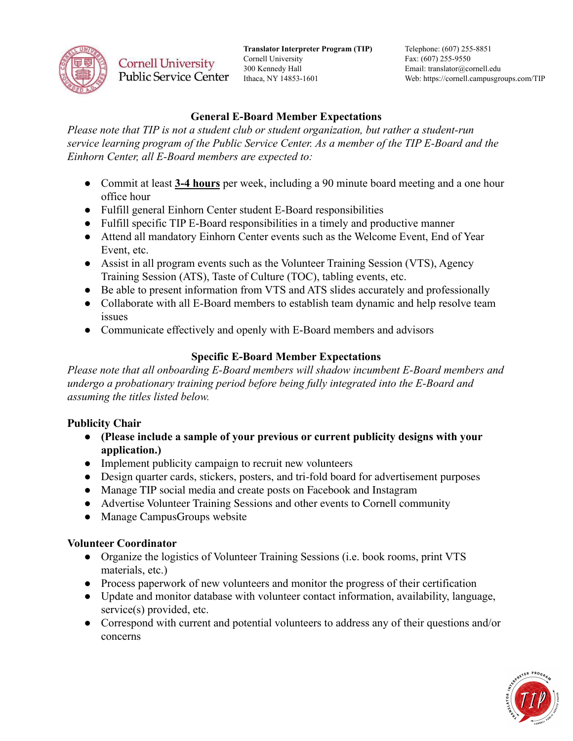## General E-Board Member Expectations

*Please note that TIP is not a student club or student organization, but rather a student-run service learning program of the Public Service Center. As a member of the TIP E-Board and the Einhorn Center, all E-Board members are expected to:*

- Commit at least **3-4 hours** per week, including a 90 minute board meeting and a one hour office hour
- Fulfill general Einhorn Center student E-Board responsibilities
- Fulfill specific TIP E-Board responsibilities in a timely and productive manner
- Attend all mandatory Einhorn Center events such as the Welcome Event, End of Year Event, etc.
- Assist in all program events such as the Volunteer Training Session (VTS), Agency Training Session (ATS), Taste of Culture (TOC), tabling events, etc.
- Be able to present information from VTS and ATS slides accurately and professionally
- Collaborate with all E-Board members to establish team dynamic and help resolve team issues
- Communicate effectively and openly with E-Board members and advisors

## Specific E-Board Member Expectations

*Please note that all onboarding E-Board members will shadow incumbent E-Board members and undergo a probationary training period before being fully integrated into the E-Board and assuming the titles listed below.*

### Publicity Chair

- **(Please include a sample of your previous or current publicity designs with your application.)**
- Implement publicity campaign to recruit new volunteers
- Design quarter cards, stickers, posters, and tri-fold board for advertisement purposes
- Manage TIP social media and create posts on Facebook and Instagram
- Advertise Volunteer Training Sessions and other events to Cornell community
- Manage CampusGroups website

### Volunteer Coordinator

- Organize the logistics of Volunteer Training Sessions (i.e. book rooms, print VTS materials, etc.)
- Process paperwork of new volunteers and monitor the progress of their certification
- Update and monitor database with volunteer contact information, availability, language, service(s) provided, etc.
- Correspond with current and potential volunteers to address any of their questions and/or concerns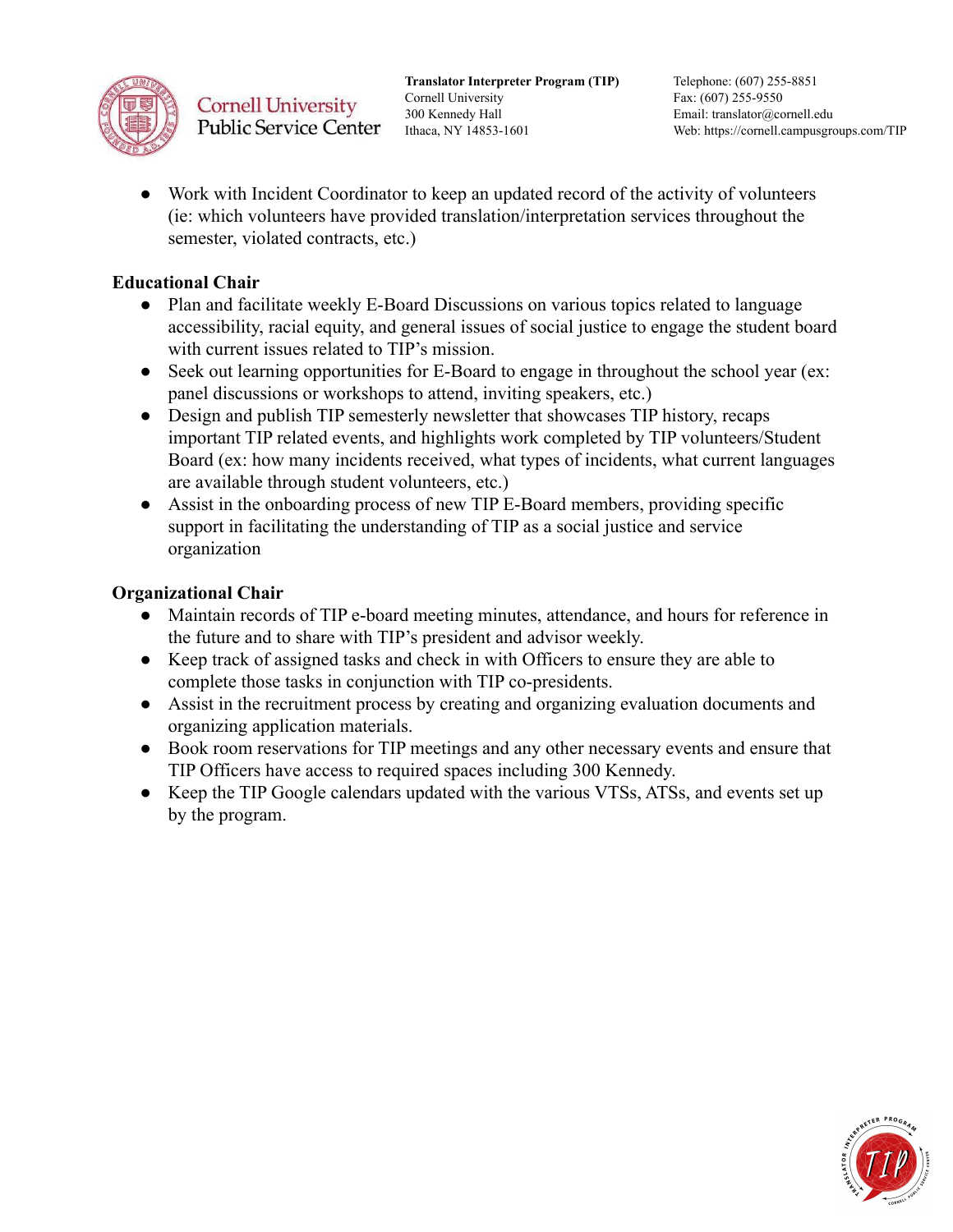- Work with Incident Coordinator to keep an updated record of the activity of volunteers (ie: which volunteers have provided translation/interpretation services throughout the semester, violated contracts, etc.)

**Educational Chair**

- Plan and facilitate weekly E-Board Discussions on various topics related to language accessibility, racial equity, and general issues of social justice to engage the student board with current issues related to TIP's mission.
- Seek out learning opportunities for E-Board to engage in throughout the school year (ex: panel discussions or workshops to attend, inviting speakers, etc.)
- Design and publish TIP semesterly newsletter that showcases TIP history, recaps important TIP related events, and highlights work completed by TIP volunteers/Student Board (ex: how many incidents received, what types of incidents, what current languages are available through student volunteers, etc.)
- Assist in the onboarding process of new TIP E-Board members, providing specific support in facilitating the understanding of TIP as a social justice and service organization

**Organizational Chair**

- Maintain records of TIP e-board meeting minutes, attendance, and hours for reference in the future and to share with TIP's president and advisor weekly.
- Keep track of assigned tasks and check in with Officers to ensure they are able to complete those tasks in conjunction with TIP co-presidents.
- Assist in the recruitment process by creating and organizing evaluation documents and organizing application materials.
- Book room reservations for TIP meetings and any other necessary events and ensure that TIP Officers have access to required spaces including 300 Kennedy.
- Keep the TIP Google calendars updated with the various VTSs, ATSs, and events set up by the program.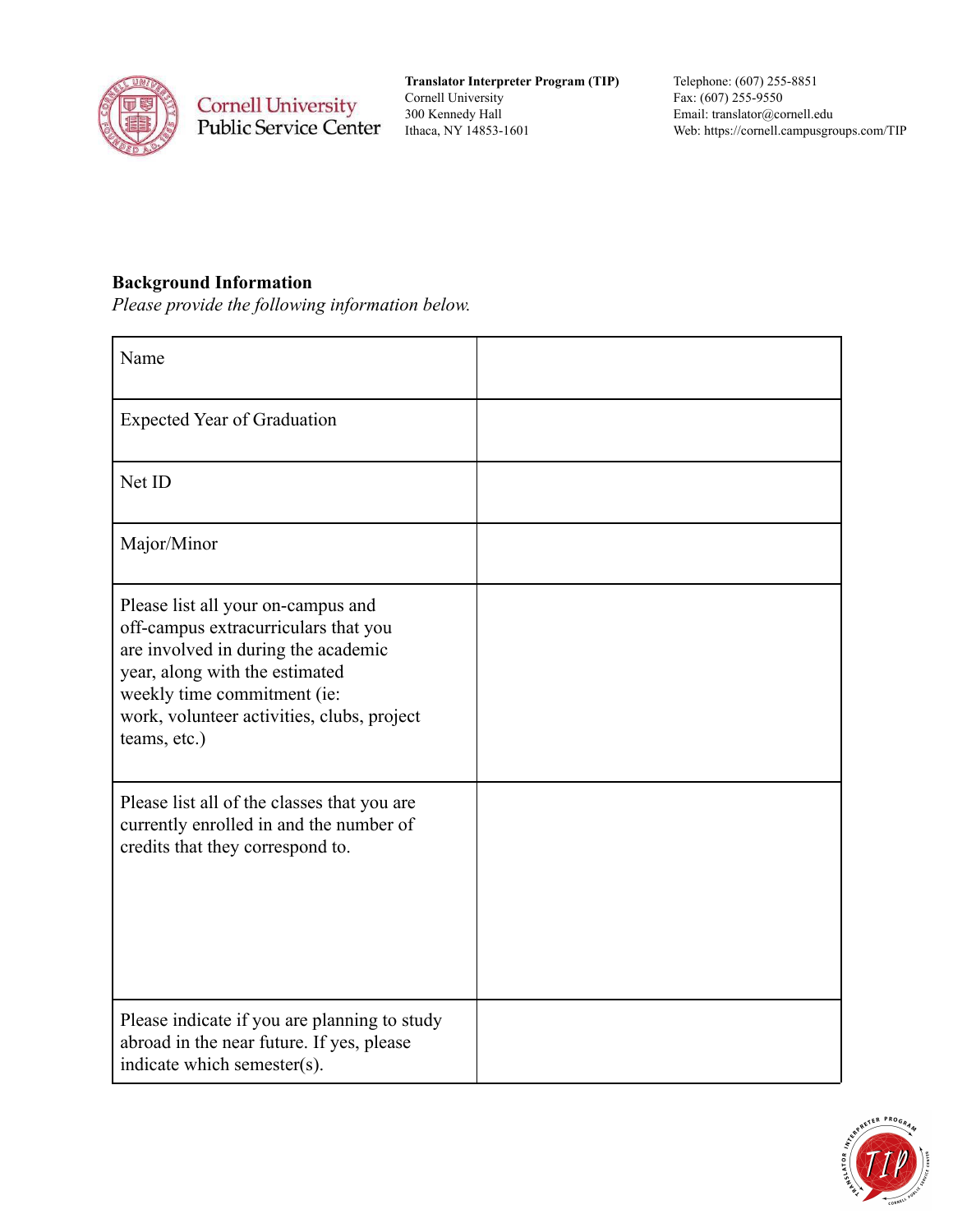**Translator Interpreter Program (TIP)**
Cornell University
300 Kennedy Hall
Ithaca, NY 14853-1601

Telephone: (607) 255-8851
Fax: (607) 255-9550
Email: translator@cornell.edu
Web: https://cornell.campusgroups.com/TIP

**Background Information**

*Please provide the following information below.*

| | |
|---|---|
| Name | |
| Expected Year of Graduation | |
| Net ID | |
| Major/Minor | |
| Please list all your on-campus and off-campus extracurriculars that you are involved in during the academic year, along with the estimated weekly time commitment (ie: work, volunteer activities, clubs, project teams, etc.) | |
| Please list all of the classes that you are currently enrolled in and the number of credits that they correspond to. | |
| Please indicate if you are planning to study abroad in the near future. If yes, please indicate which semester(s). | |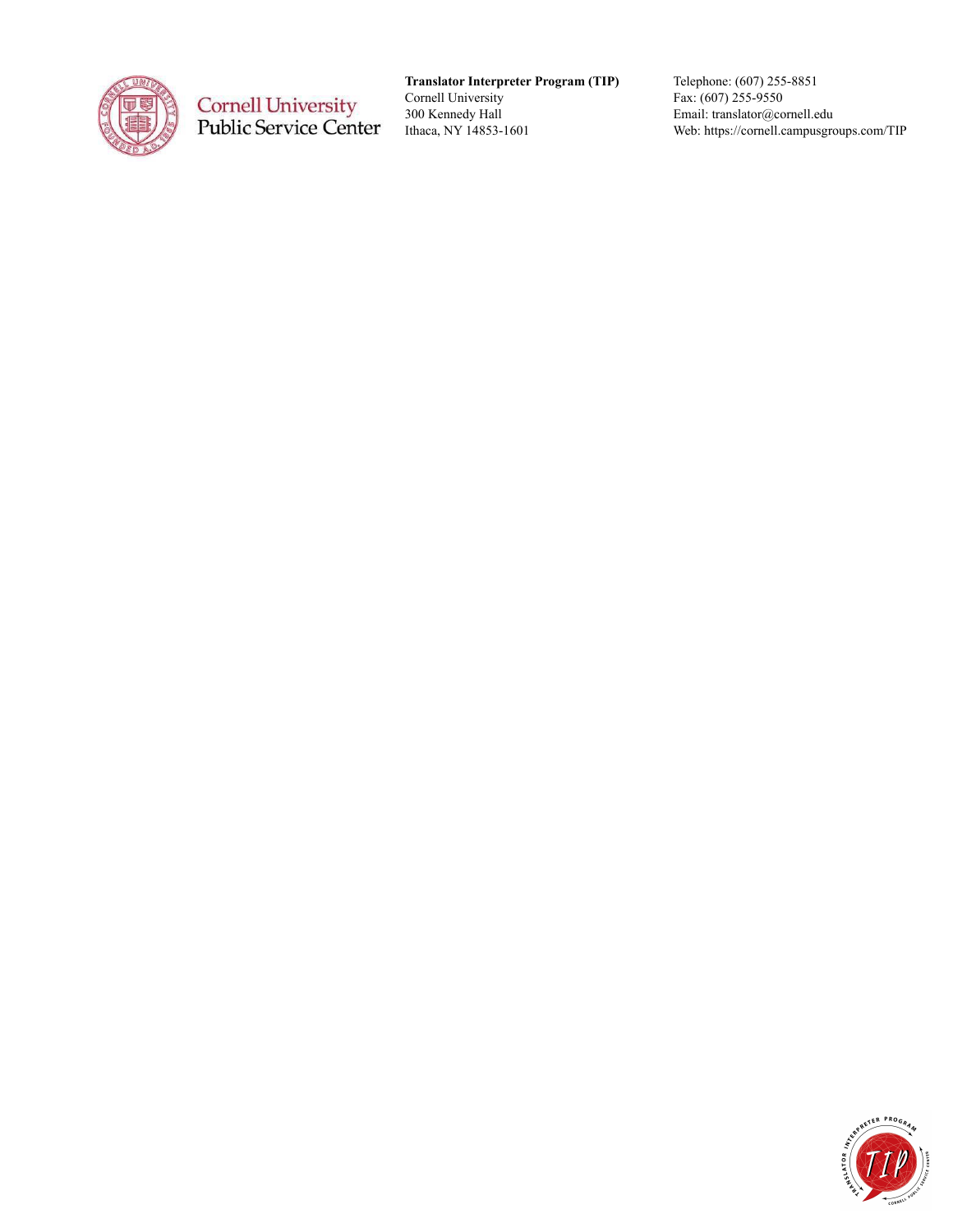Cornell University
Public Service Center

**Translator Interpreter Program (TIP)**
Cornell University
300 Kennedy Hall
Ithaca, NY 14853-1601

Telephone: (607) 255-8851
Fax: (607) 255-9550
Email: translator@cornell.edu
Web: https://cornell.campusgroups.com/TIP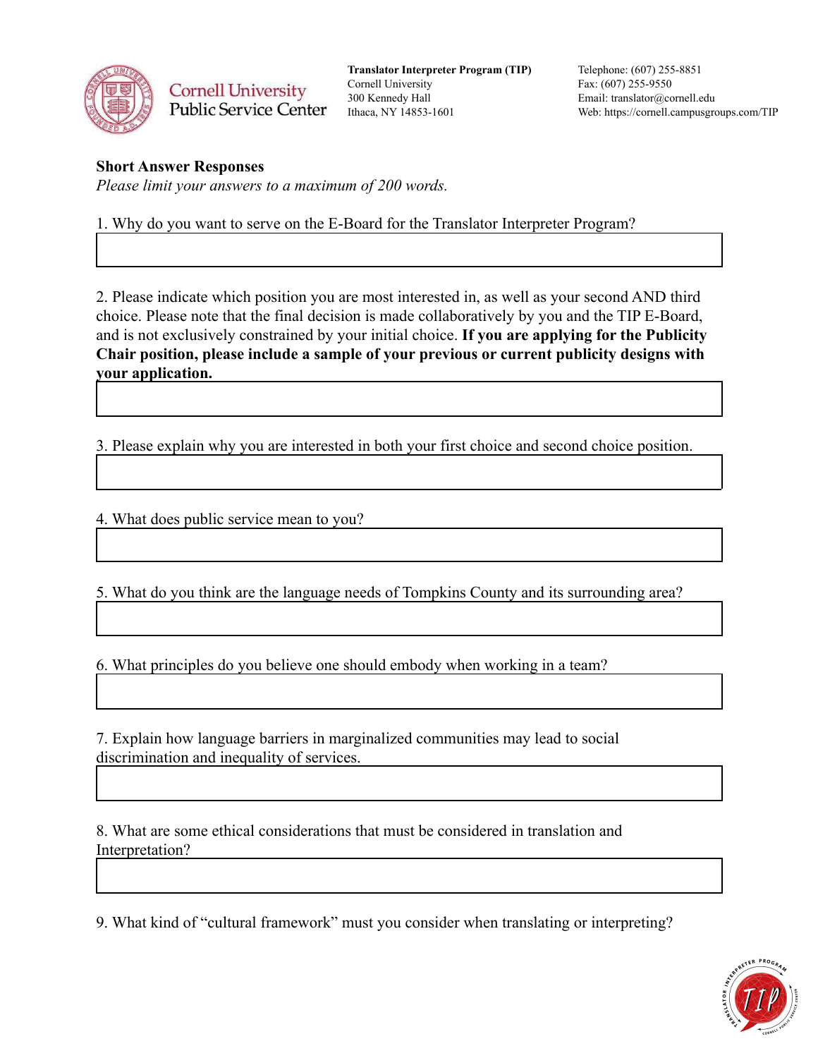Translator Interpreter Program (TIP)
Cornell University
300 Kennedy Hall
Ithaca, NY 14853-1601

Telephone: (607) 255-8851
Fax: (607) 255-9550
Email: translator@cornell.edu
Web: https://cornell.campusgroups.com/TIP

**Short Answer Responses**

*Please limit your answers to a maximum of 200 words.*

1. Why do you want to serve on the E-Board for the Translator Interpreter Program?

2. Please indicate which position you are most interested in, as well as your second AND third choice. Please note that the final decision is made collaboratively by you and the TIP E-Board, and is not exclusively constrained by your initial choice. **If you are applying for the Publicity Chair position, please include a sample of your previous or current publicity designs with your application.**

3. Please explain why you are interested in both your first choice and second choice position.

4. What does public service mean to you?

5. What do you think are the language needs of Tompkins County and its surrounding area?

6. What principles do you believe one should embody when working in a team?

7. Explain how language barriers in marginalized communities may lead to social discrimination and inequality of services.

8. What are some ethical considerations that must be considered in translation and Interpretation?

9. What kind of "cultural framework" must you consider when translating or interpreting?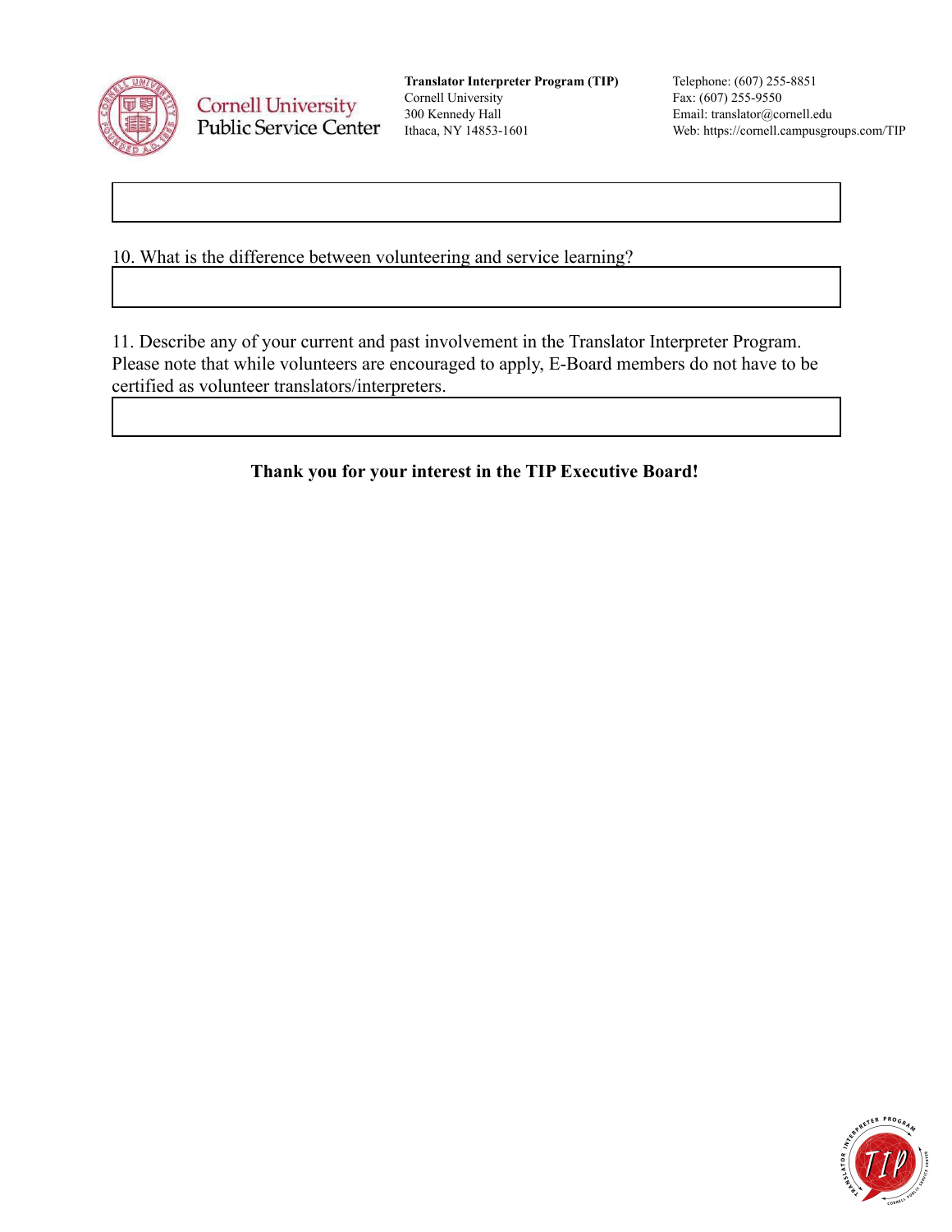Translator Interpreter Program (TIP)
Cornell University
300 Kennedy Hall
Ithaca, NY 14853-1601

Telephone: (607) 255-8851
Fax: (607) 255-9550
Email: translator@cornell.edu
Web: https://cornell.campusgroups.com/TIP

10. What is the difference between volunteering and service learning?

11. Describe any of your current and past involvement in the Translator Interpreter Program. Please note that while volunteers are encouraged to apply, E-Board members do not have to be certified as volunteer translators/interpreters.

**Thank you for your interest in the TIP Executive Board!**